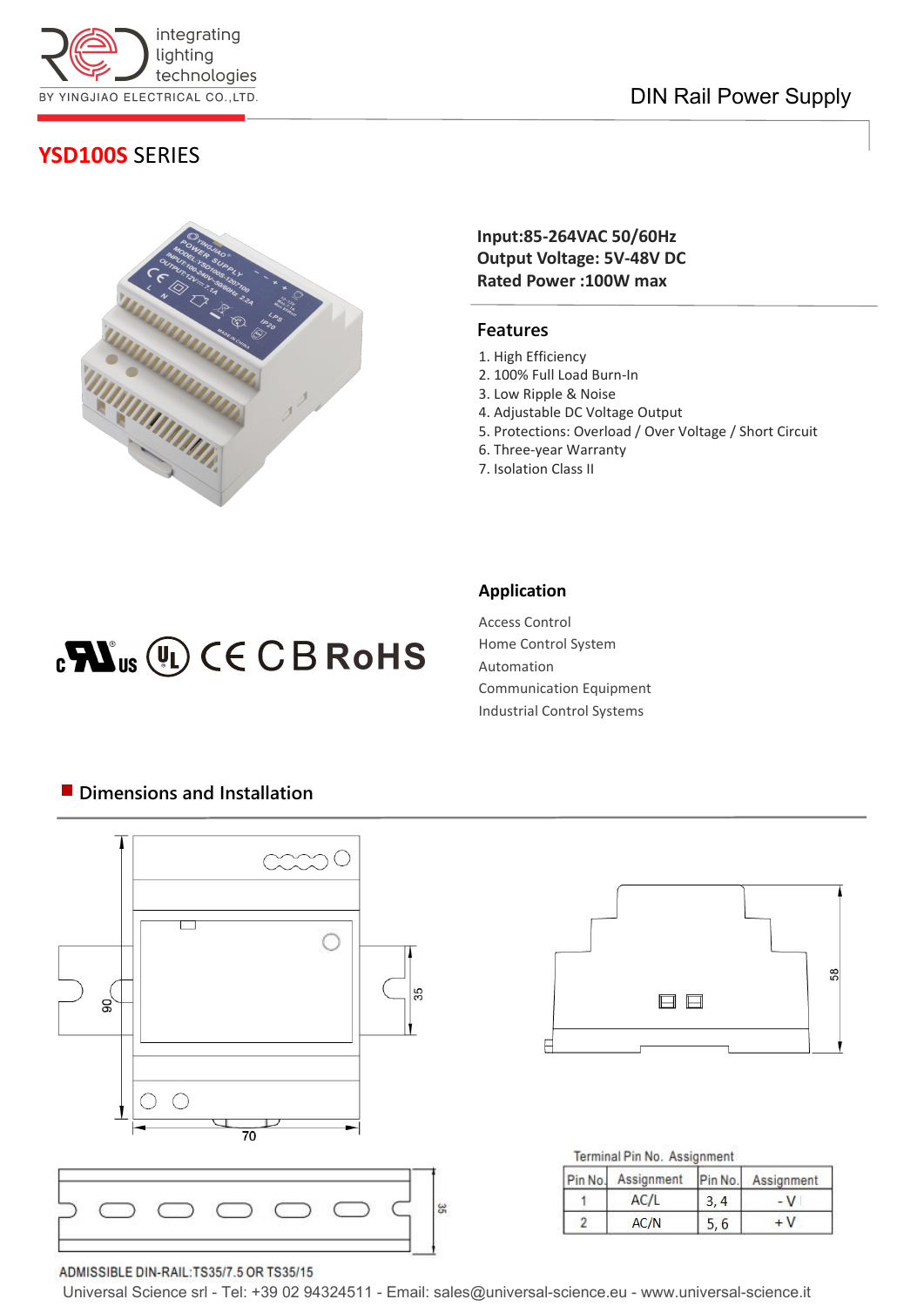integrating lighting technologies
BY YINGJIAO ELECTRICAL CO.,LTD.

DIN Rail Power Supply

# YSD100S SERIES

**Input:85-264VAC 50/60Hz**
**Output Voltage: 5V-48V DC**
**Rated Power :100W max**

## Features

1. High Efficiency
2. 100% Full Load Burn-In
3. Low Ripple & Noise
4. Adjustable DC Voltage Output
5. Protections: Overload / Over Voltage / Short Circuit
6. Three-year Warranty
7. Isolation Class II

## Application

Access Control
Home Control System
Automation
Communication Equipment
Industrial Control Systems

## Dimensions and Installation

Terminal Pin No. Assignment

| Pin No. | Assignment | Pin No. | Assignment |
|---|---|---|---|
| 1 | AC/L | 3, 4 | - V |
| 2 | AC/N | 5, 6 | + V |

ADMISSIBLE DIN-RAIL:TS35/7.5 OR TS35/15

Universal Science srl - Tel: +39 02 94324511 - Email: sales@universal-science.eu - www.universal-science.it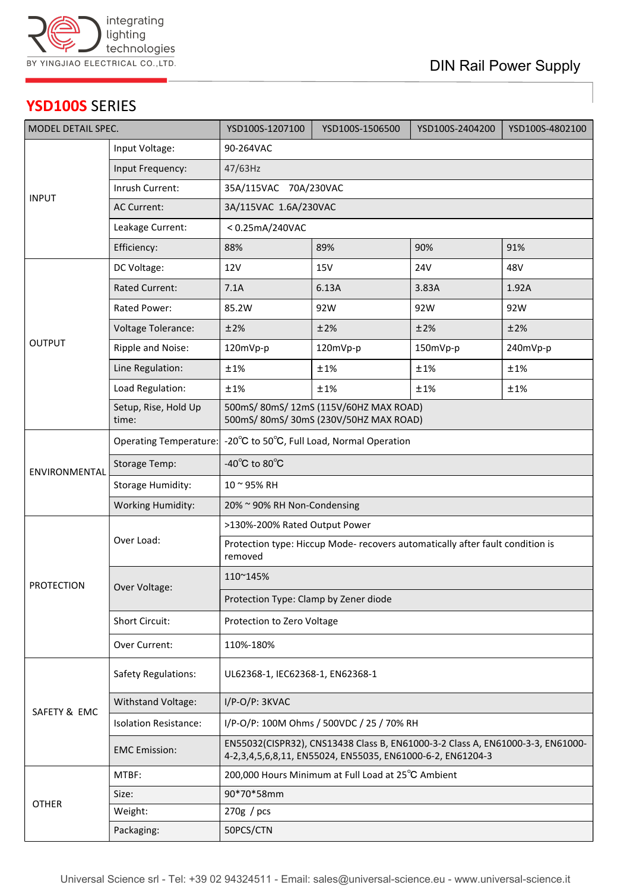## YSD100S SERIES

| MODEL DETAIL SPEC. | | YSD100S-1207100 | YSD100S-1506500 | YSD100S-2404200 | YSD100S-4802100 |
|---|---|---|---|---|---|
| INPUT | Input Voltage: | 90-264VAC | | | |
| | Input Frequency: | 47/63Hz | | | |
| | Inrush Current: | 35A/115VAC 70A/230VAC | | | |
| | AC Current: | 3A/115VAC 1.6A/230VAC | | | |
| | Leakage Current: | ＜0.25mA/240VAC | | | |
| | Efficiency: | 88% | 89% | 90% | 91% |
| OUTPUT | DC Voltage: | 12V | 15V | 24V | 48V |
| | Rated Current: | 7.1A | 6.13A | 3.83A | 1.92A |
| | Rated Power: | 85.2W | 92W | 92W | 92W |
| | Voltage Tolerance: | ±2% | ±2% | ±2% | ±2% |
| | Ripple and Noise: | 120mVp-p | 120mVp-p | 150mVp-p | 240mVp-p |
| | Line Regulation: | ±1% | ±1% | ±1% | ±1% |
| | Load Regulation: | ±1% | ±1% | ±1% | ±1% |
| | Setup, Rise, Hold Up time: | 500mS/ 80mS/ 12mS (115V/60HZ MAX ROAD)<br>500mS/ 80mS/ 30mS (230V/50HZ MAX ROAD) | | | |
| ENVIRONMENTAL | Operating Temperature: | -20℃ to 50℃, Full Load, Normal Operation | | | |
| | Storage Temp: | -40℃ to 80℃ | | | |
| | Storage Humidity: | 10 ~ 95% RH | | | |
| | Working Humidity: | 20% ~ 90% RH Non-Condensing | | | |
| PROTECTION | Over Load: | >130%-200% Rated Output Power | | | |
| | | Protection type: Hiccup Mode- recovers automatically after fault condition is removed | | | |
| | Over Voltage: | 110~145% | | | |
| | | Protection Type: Clamp by Zener diode | | | |
| | Short Circuit: | Protection to Zero Voltage | | | |
| | Over Current: | 110%-180% | | | |
| SAFETY & EMC | Safety Regulations: | UL62368-1, IEC62368-1, EN62368-1 | | | |
| | Withstand Voltage: | I/P-O/P: 3KVAC | | | |
| | Isolation Resistance: | I/P-O/P: 100M Ohms / 500VDC / 25 / 70% RH | | | |
| | EMC Emission: | EN55032(CISPR32), CNS13438 Class B, EN61000-3-2 Class A, EN61000-3-3, EN61000-4-2,3,4,5,6,8,11, EN55024, EN55035, EN61000-6-2, EN61204-3 | | | |
| OTHER | MTBF: | 200,000 Hours Minimum at Full Load at 25℃ Ambient | | | |
| | Size: | 90*70*58mm | | | |
| | Weight: | 270g / pcs | | | |
| | Packaging: | 50PCS/CTN | | | |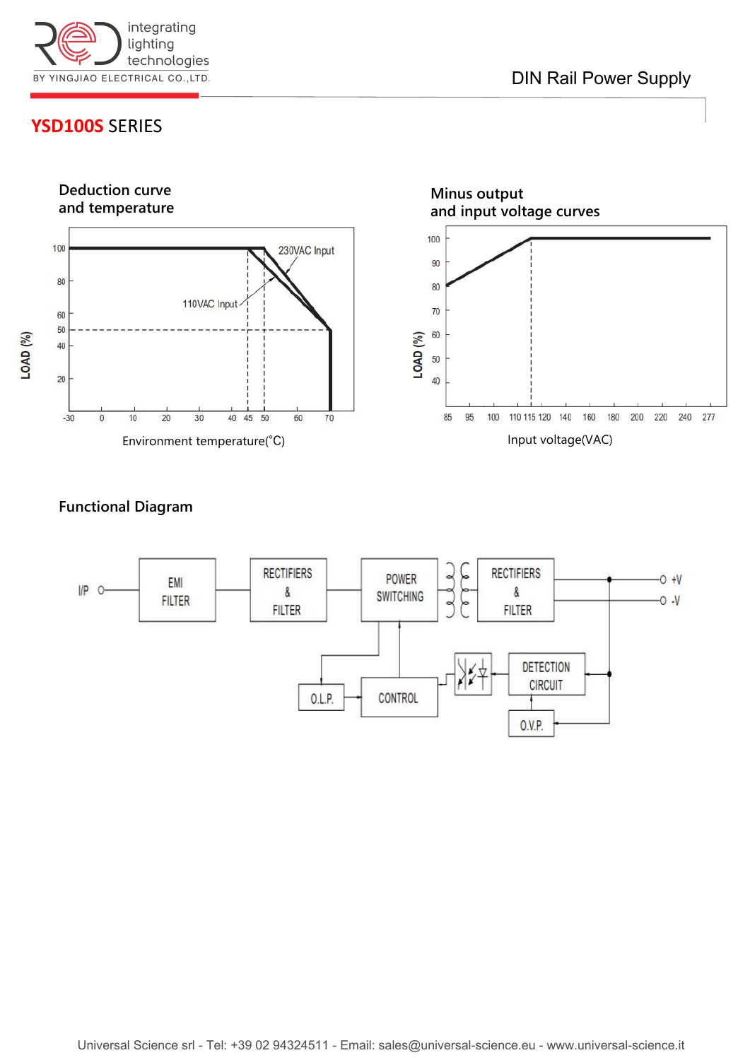## YSD100S SERIES

### Deduction curve and temperature

LOAD (%)

100
80
60
50
40
20

-30 0 10 20 30 40 45 50 60 70

230VAC Input

110VAC Input

Environment temperature(°C)

### Minus output and input voltage curves

LOAD (%)

100
90
80
70
60
50
40

85 95 100 110 115 120 140 160 180 200 220 240 277

Input voltage(VAC)

### Functional Diagram

I/P

EMI FILTER

RECTIFIERS & FILTER

POWER SWITCHING

RECTIFIERS & FILTER

+V

-V

O.L.P.

CONTROL

DETECTION CIRCUIT

O.V.P.

Universal Science srl - Tel: +39 02 94324511 - Email: sales@universal-science.eu - www.universal-science.it